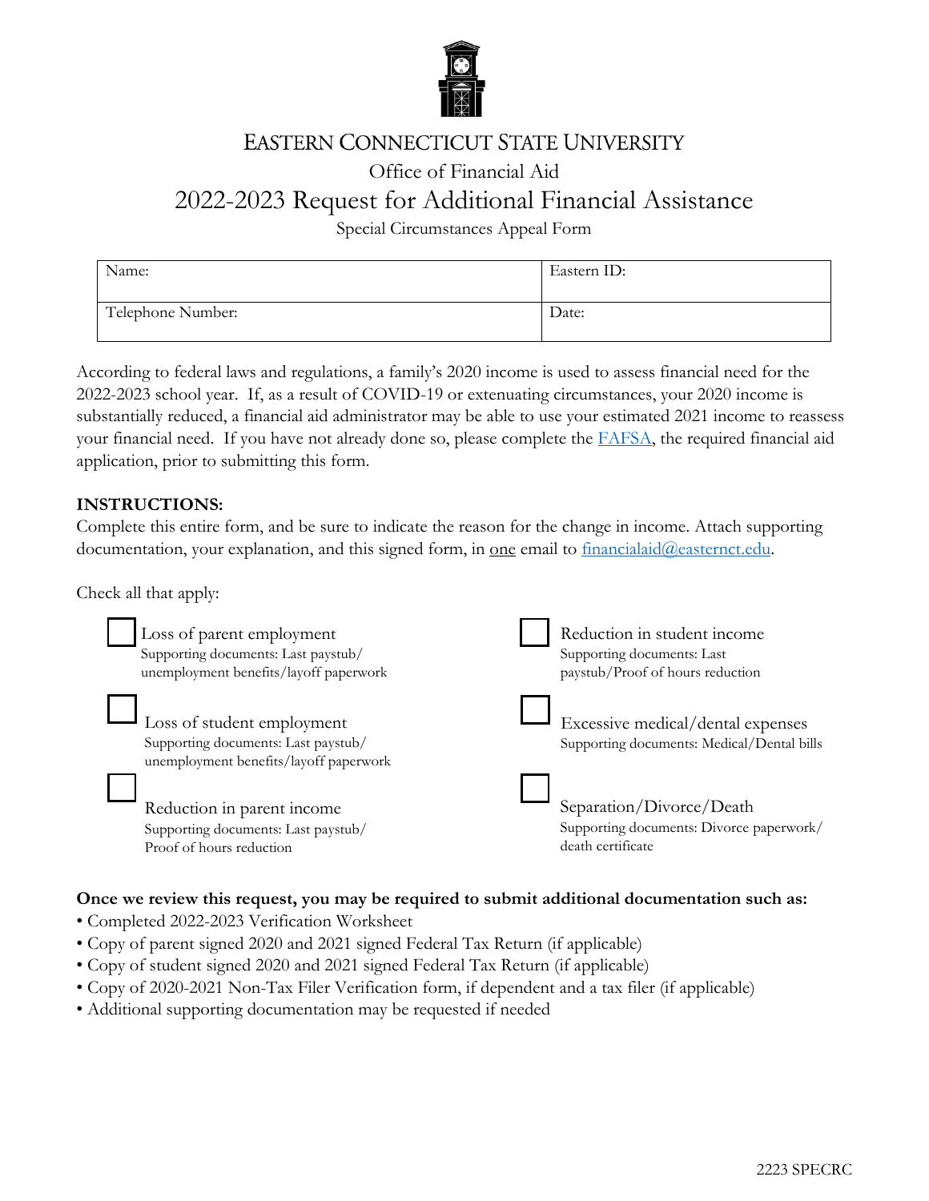# EASTERN CONNECTICUT STATE UNIVERSITY

## Office of Financial Aid

# 2022-2023 Request for Additional Financial Assistance

Special Circumstances Appeal Form

| Name: | Eastern ID: |
|---|---|
| Telephone Number: | Date: |

According to federal laws and regulations, a family's 2020 income is used to assess financial need for the 2022-2023 school year. If, as a result of COVID-19 or extenuating circumstances, your 2020 income is substantially reduced, a financial aid administrator may be able to use your estimated 2021 income to reassess your financial need. If you have not already done so, please complete the [FAFSA](), the required financial aid application, prior to submitting this form.

**INSTRUCTIONS:**
Complete this entire form, and be sure to indicate the reason for the change in income. Attach supporting documentation, your explanation, and this signed form, in one email to [financialaid@easternct.edu](mailto:financialaid@easternct.edu).

Check all that apply:

- ☐ Loss of parent employment
  Supporting documents: Last paystub/ unemployment benefits/layoff paperwork
- ☐ Loss of student employment
  Supporting documents: Last paystub/ unemployment benefits/layoff paperwork
- ☐ Reduction in parent income
  Supporting documents: Last paystub/ Proof of hours reduction
- ☐ Reduction in student income
  Supporting documents: Last paystub/Proof of hours reduction
- ☐ Excessive medical/dental expenses
  Supporting documents: Medical/Dental bills
- ☐ Separation/Divorce/Death
  Supporting documents: Divorce paperwork/ death certificate

**Once we review this request, you may be required to submit additional documentation such as:**

- Completed 2022-2023 Verification Worksheet
- Copy of parent signed 2020 and 2021 signed Federal Tax Return (if applicable)
- Copy of student signed 2020 and 2021 signed Federal Tax Return (if applicable)
- Copy of 2020-2021 Non-Tax Filer Verification form, if dependent and a tax filer (if applicable)
- Additional supporting documentation may be requested if needed

2223 SPECRC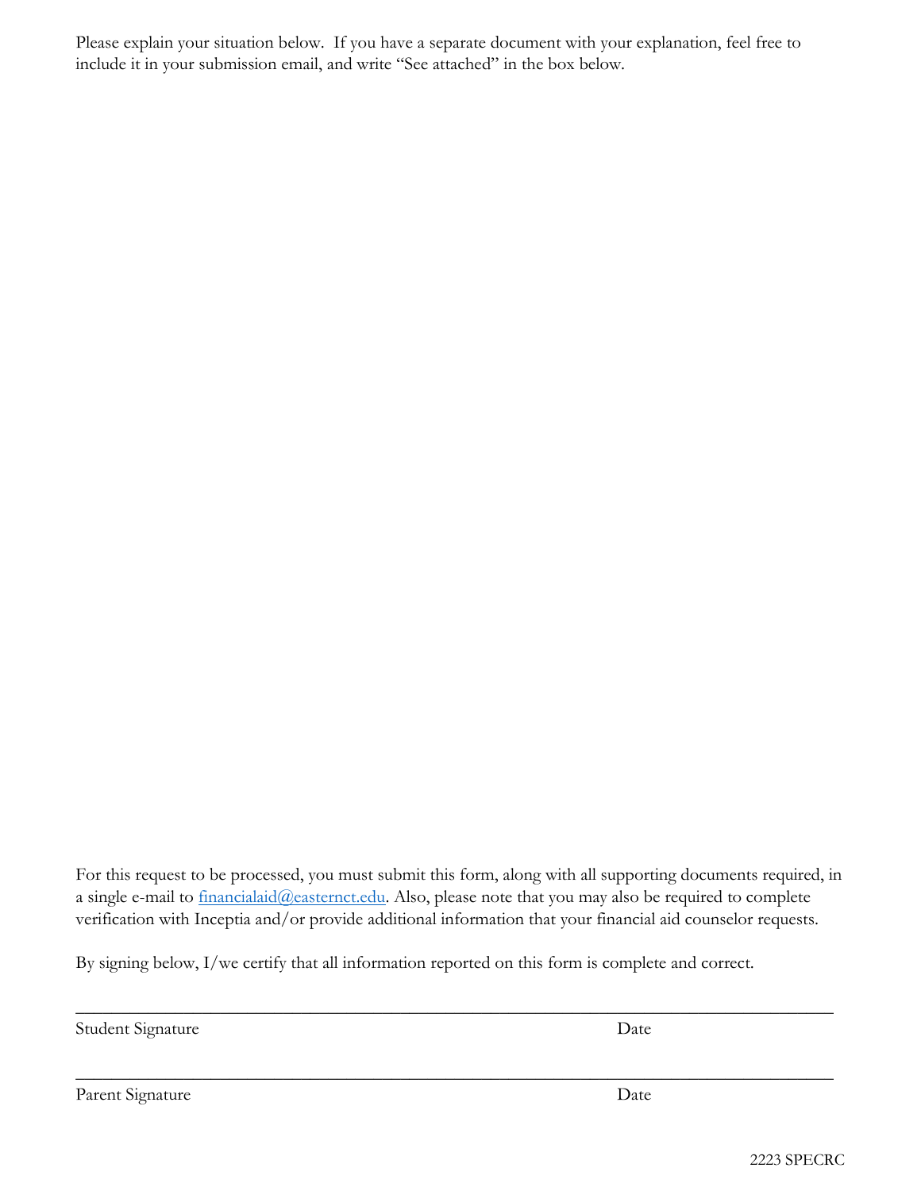Please explain your situation below. If you have a separate document with your explanation, feel free to include it in your submission email, and write "See attached" in the box below.

For this request to be processed, you must submit this form, along with all supporting documents required, in a single e-mail to financialaid@easternct.edu. Also, please note that you may also be required to complete verification with Inceptia and/or provide additional information that your financial aid counselor requests.

By signing below, I/we certify that all information reported on this form is complete and correct.

_______________________________________________________________________________

Student Signature                                                                                    Date

_______________________________________________________________________________

Parent Signature                                                                                      Date

2223 SPECRC